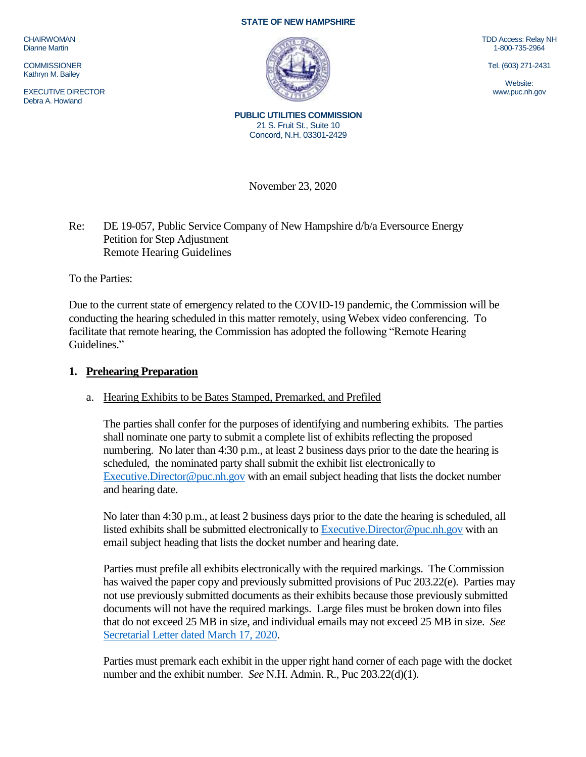**STATE OF NEW HAMPSHIRE**

CHAIRWOMAN
Dianne Martin

COMMISSIONER
Kathryn M. Bailey

EXECUTIVE DIRECTOR
Debra A. Howland

TDD Access: Relay NH
1-800-735-2964

Tel. (603) 271-2431

Website:
www.puc.nh.gov

**PUBLIC UTILITIES COMMISSION**
21 S. Fruit St., Suite 10
Concord, N.H. 03301-2429

November 23, 2020

Re: DE 19-057, Public Service Company of New Hampshire d/b/a Eversource Energy
Petition for Step Adjustment
Remote Hearing Guidelines

To the Parties:

Due to the current state of emergency related to the COVID-19 pandemic, the Commission will be conducting the hearing scheduled in this matter remotely, using Webex video conferencing. To facilitate that remote hearing, the Commission has adopted the following "Remote Hearing Guidelines."

## 1. Prehearing Preparation

### a. Hearing Exhibits to be Bates Stamped, Premarked, and Prefiled

The parties shall confer for the purposes of identifying and numbering exhibits. The parties shall nominate one party to submit a complete list of exhibits reflecting the proposed numbering. No later than 4:30 p.m., at least 2 business days prior to the date the hearing is scheduled, the nominated party shall submit the exhibit list electronically to Executive.Director@puc.nh.gov with an email subject heading that lists the docket number and hearing date.

No later than 4:30 p.m., at least 2 business days prior to the date the hearing is scheduled, all listed exhibits shall be submitted electronically to Executive.Director@puc.nh.gov with an email subject heading that lists the docket number and hearing date.

Parties must prefile all exhibits electronically with the required markings. The Commission has waived the paper copy and previously submitted provisions of Puc 203.22(e). Parties may not use previously submitted documents as their exhibits because those previously submitted documents will not have the required markings. Large files must be broken down into files that do not exceed 25 MB in size, and individual emails may not exceed 25 MB in size. *See* Secretarial Letter dated March 17, 2020.

Parties must premark each exhibit in the upper right hand corner of each page with the docket number and the exhibit number. *See* N.H. Admin. R., Puc 203.22(d)(1).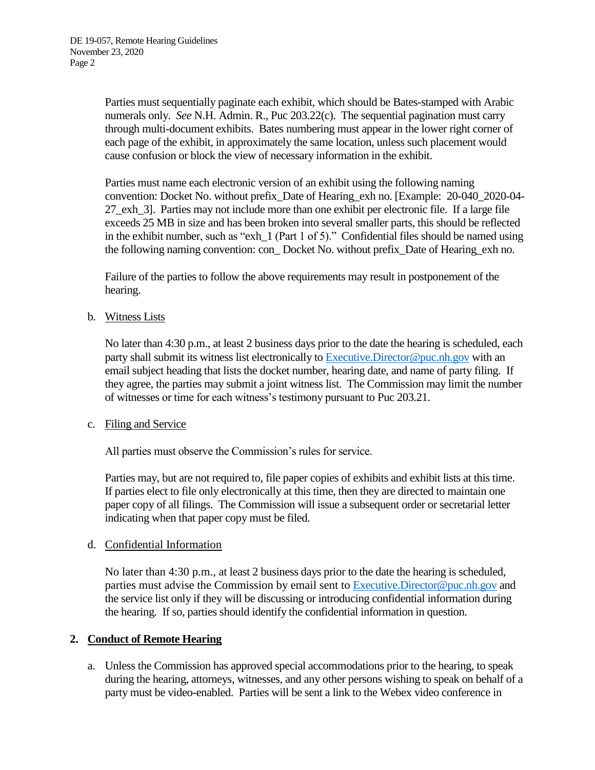Parties must sequentially paginate each exhibit, which should be Bates-stamped with Arabic numerals only. *See* N.H. Admin. R., Puc 203.22(c). The sequential pagination must carry through multi-document exhibits. Bates numbering must appear in the lower right corner of each page of the exhibit, in approximately the same location, unless such placement would cause confusion or block the view of necessary information in the exhibit.

Parties must name each electronic version of an exhibit using the following naming convention: Docket No. without prefix_Date of Hearing_exh no. [Example: 20-040_2020-04-27_exh_3]. Parties may not include more than one exhibit per electronic file. If a large file exceeds 25 MB in size and has been broken into several smaller parts, this should be reflected in the exhibit number, such as "exh_1 (Part 1 of 5)." Confidential files should be named using the following naming convention: con_ Docket No. without prefix_Date of Hearing_exh no.

Failure of the parties to follow the above requirements may result in postponement of the hearing.

b. Witness Lists

No later than 4:30 p.m., at least 2 business days prior to the date the hearing is scheduled, each party shall submit its witness list electronically to Executive.Director@puc.nh.gov with an email subject heading that lists the docket number, hearing date, and name of party filing. If they agree, the parties may submit a joint witness list. The Commission may limit the number of witnesses or time for each witness's testimony pursuant to Puc 203.21.

c. Filing and Service

All parties must observe the Commission's rules for service.

Parties may, but are not required to, file paper copies of exhibits and exhibit lists at this time. If parties elect to file only electronically at this time, then they are directed to maintain one paper copy of all filings. The Commission will issue a subsequent order or secretarial letter indicating when that paper copy must be filed.

d. Confidential Information

No later than 4:30 p.m., at least 2 business days prior to the date the hearing is scheduled, parties must advise the Commission by email sent to Executive.Director@puc.nh.gov and the service list only if they will be discussing or introducing confidential information during the hearing. If so, parties should identify the confidential information in question.

## 2. Conduct of Remote Hearing

a. Unless the Commission has approved special accommodations prior to the hearing, to speak during the hearing, attorneys, witnesses, and any other persons wishing to speak on behalf of a party must be video-enabled. Parties will be sent a link to the Webex video conference in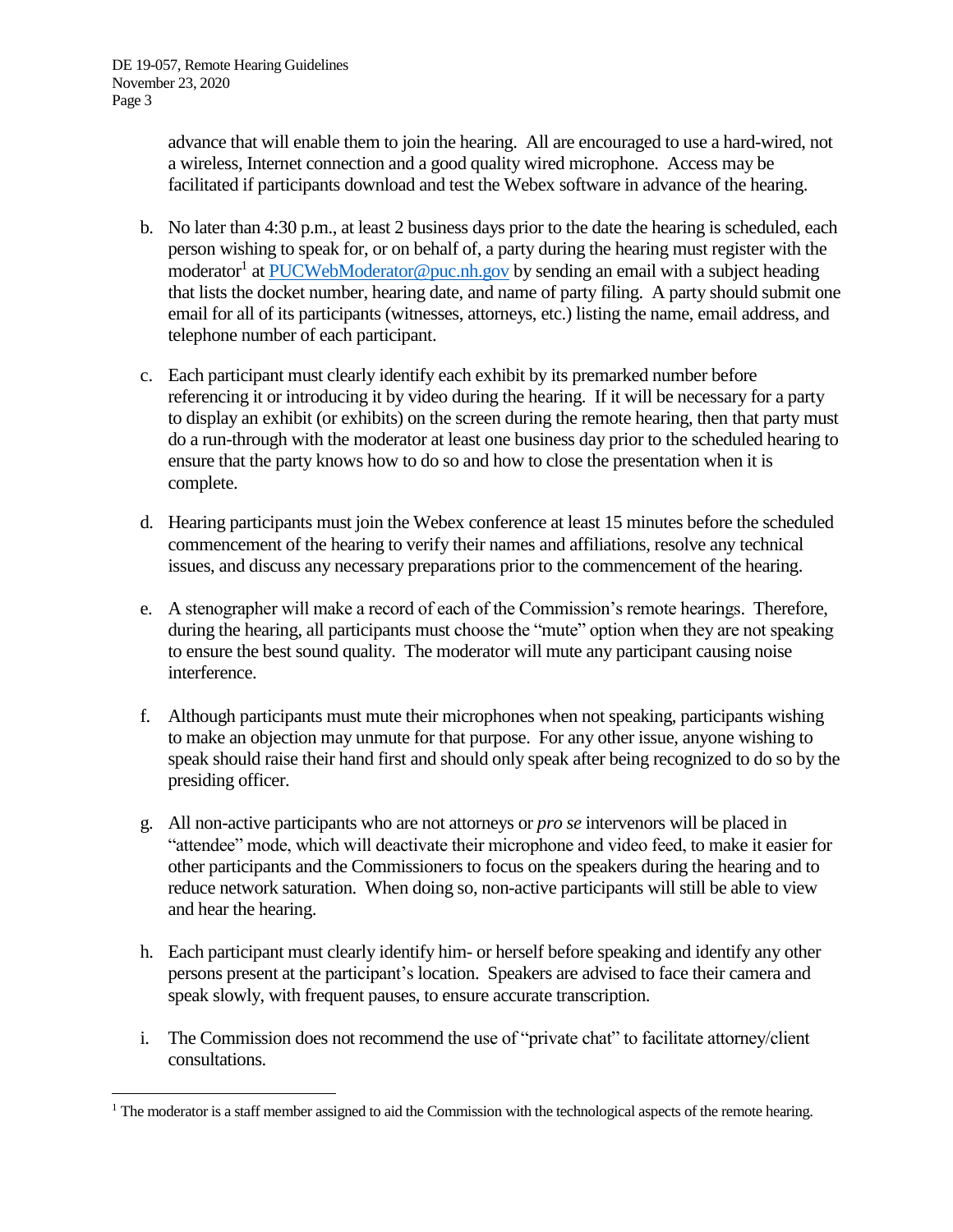advance that will enable them to join the hearing. All are encouraged to use a hard-wired, not a wireless, Internet connection and a good quality wired microphone. Access may be facilitated if participants download and test the Webex software in advance of the hearing.

b. No later than 4:30 p.m., at least 2 business days prior to the date the hearing is scheduled, each person wishing to speak for, or on behalf of, a party during the hearing must register with the moderator[1] at PUCWebModerator@puc.nh.gov by sending an email with a subject heading that lists the docket number, hearing date, and name of party filing. A party should submit one email for all of its participants (witnesses, attorneys, etc.) listing the name, email address, and telephone number of each participant.

c. Each participant must clearly identify each exhibit by its premarked number before referencing it or introducing it by video during the hearing. If it will be necessary for a party to display an exhibit (or exhibits) on the screen during the remote hearing, then that party must do a run-through with the moderator at least one business day prior to the scheduled hearing to ensure that the party knows how to do so and how to close the presentation when it is complete.

d. Hearing participants must join the Webex conference at least 15 minutes before the scheduled commencement of the hearing to verify their names and affiliations, resolve any technical issues, and discuss any necessary preparations prior to the commencement of the hearing.

e. A stenographer will make a record of each of the Commission's remote hearings. Therefore, during the hearing, all participants must choose the "mute" option when they are not speaking to ensure the best sound quality. The moderator will mute any participant causing noise interference.

f. Although participants must mute their microphones when not speaking, participants wishing to make an objection may unmute for that purpose. For any other issue, anyone wishing to speak should raise their hand first and should only speak after being recognized to do so by the presiding officer.

g. All non-active participants who are not attorneys or *pro se* intervenors will be placed in "attendee" mode, which will deactivate their microphone and video feed, to make it easier for other participants and the Commissioners to focus on the speakers during the hearing and to reduce network saturation. When doing so, non-active participants will still be able to view and hear the hearing.

h. Each participant must clearly identify him- or herself before speaking and identify any other persons present at the participant's location. Speakers are advised to face their camera and speak slowly, with frequent pauses, to ensure accurate transcription.

i. The Commission does not recommend the use of "private chat" to facilitate attorney/client consultations.

---

[1] The moderator is a staff member assigned to aid the Commission with the technological aspects of the remote hearing.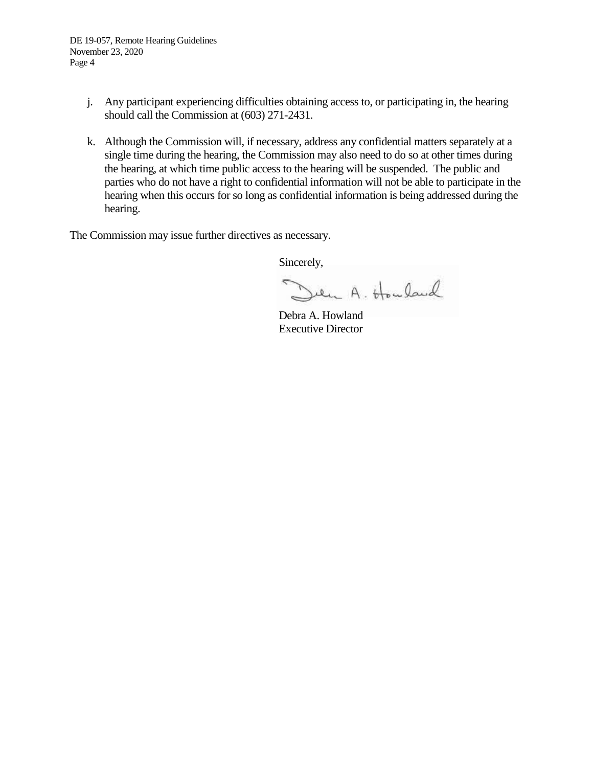j. Any participant experiencing difficulties obtaining access to, or participating in, the hearing should call the Commission at (603) 271-2431.

k. Although the Commission will, if necessary, address any confidential matters separately at a single time during the hearing, the Commission may also need to do so at other times during the hearing, at which time public access to the hearing will be suspended. The public and parties who do not have a right to confidential information will not be able to participate in the hearing when this occurs for so long as confidential information is being addressed during the hearing.

The Commission may issue further directives as necessary.

Sincerely,

Debra A. Howland
Executive Director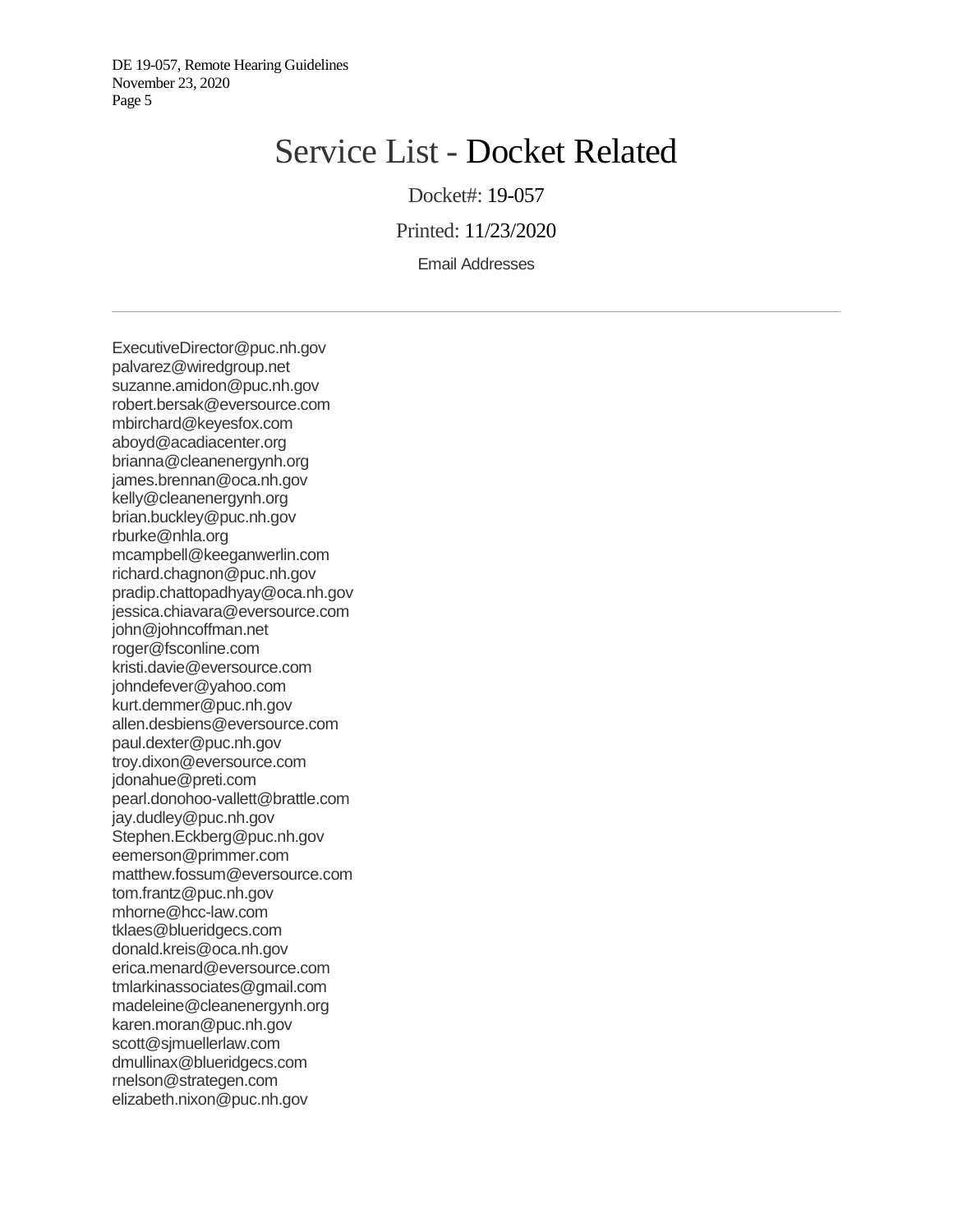# Service List - Docket Related

Docket#: 19-057

Printed: 11/23/2020

Email Addresses

---

ExecutiveDirector@puc.nh.gov
palvarez@wiredgroup.net
suzanne.amidon@puc.nh.gov
robert.bersak@eversource.com
mbirchard@keyesfox.com
aboyd@acadiacenter.org
brianna@cleanenergynh.org
james.brennan@oca.nh.gov
kelly@cleanenergynh.org
brian.buckley@puc.nh.gov
rburke@nhla.org
mcampbell@keeganwerlin.com
richard.chagnon@puc.nh.gov
pradip.chattopadhyay@oca.nh.gov
jessica.chiavara@eversource.com
john@johncoffman.net
roger@fsconline.com
kristi.davie@eversource.com
johndefever@yahoo.com
kurt.demmer@puc.nh.gov
allen.desbiens@eversource.com
paul.dexter@puc.nh.gov
troy.dixon@eversource.com
jdonahue@preti.com
pearl.donohoo-vallett@brattle.com
jay.dudley@puc.nh.gov
Stephen.Eckberg@puc.nh.gov
eemerson@primmer.com
matthew.fossum@eversource.com
tom.frantz@puc.nh.gov
mhorne@hcc-law.com
tklaes@blueridgecs.com
donald.kreis@oca.nh.gov
erica.menard@eversource.com
tmlarkinassociates@gmail.com
madeleine@cleanenergynh.org
karen.moran@puc.nh.gov
scott@sjmuellerlaw.com
dmullinax@blueridgecs.com
rnelson@strategen.com
elizabeth.nixon@puc.nh.gov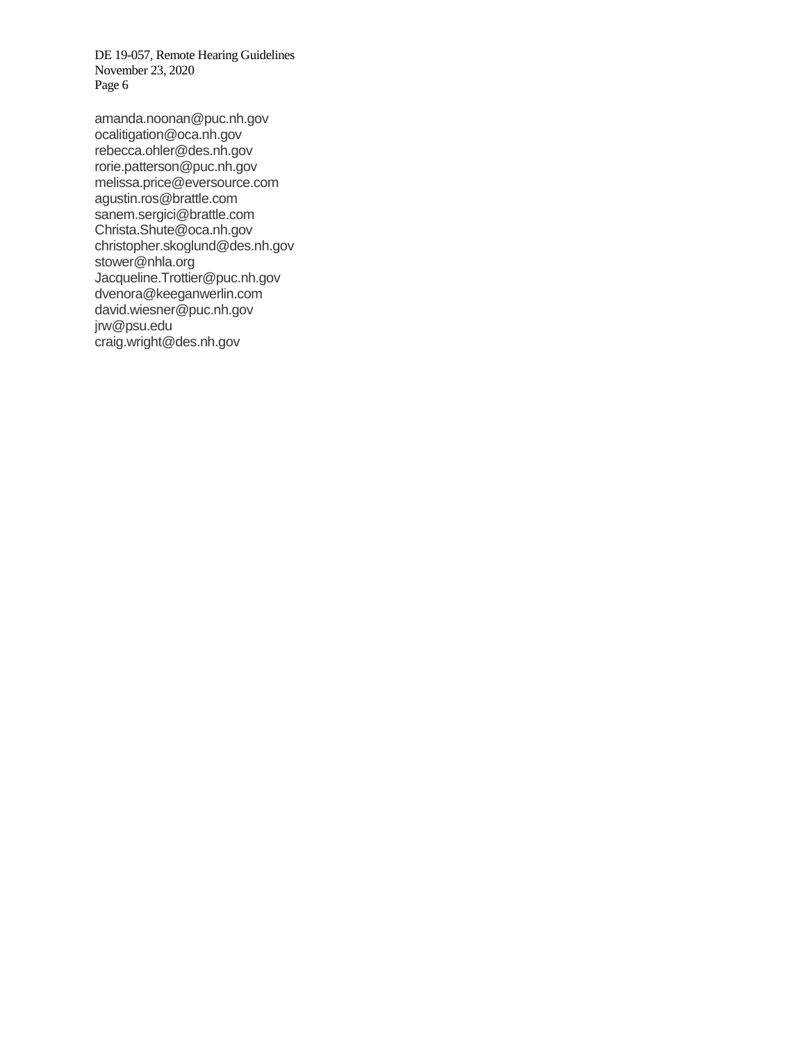amanda.noonan@puc.nh.gov
ocalitigation@oca.nh.gov
rebecca.ohler@des.nh.gov
rorie.patterson@puc.nh.gov
melissa.price@eversource.com
agustin.ros@brattle.com
sanem.sergici@brattle.com
Christa.Shute@oca.nh.gov
christopher.skoglund@des.nh.gov
stower@nhla.org
Jacqueline.Trottier@puc.nh.gov
dvenora@keeganwerlin.com
david.wiesner@puc.nh.gov
jrw@psu.edu
craig.wright@des.nh.gov